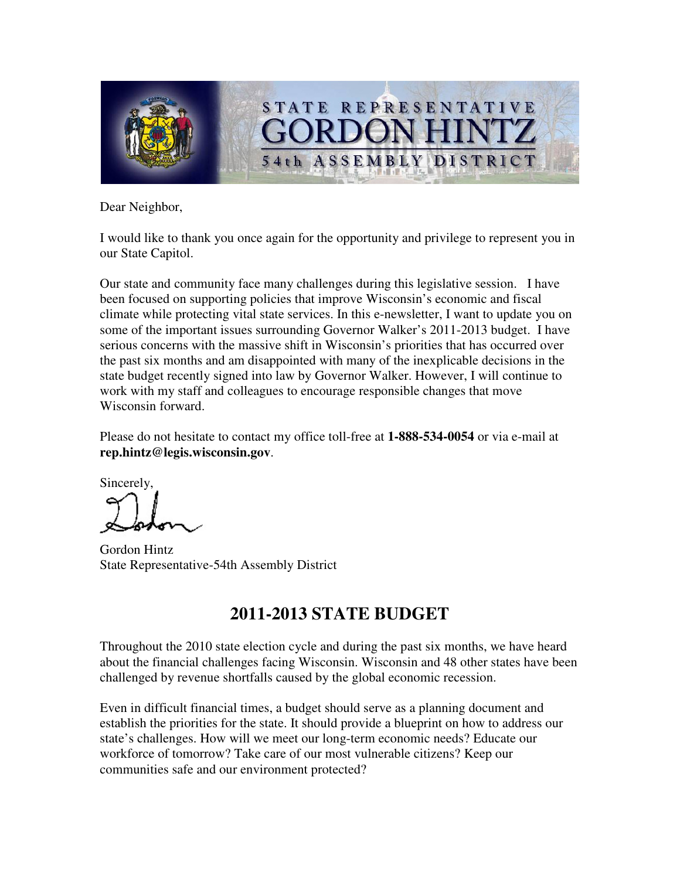STATE REPRESENTATIVE

# GORDON HINTZ

54th ASSEMBLY DISTRICT

Dear Neighbor,

I would like to thank you once again for the opportunity and privilege to represent you in our State Capitol.

Our state and community face many challenges during this legislative session. I have been focused on supporting policies that improve Wisconsin's economic and fiscal climate while protecting vital state services. In this e-newsletter, I want to update you on some of the important issues surrounding Governor Walker's 2011-2013 budget. I have serious concerns with the massive shift in Wisconsin's priorities that has occurred over the past six months and am disappointed with many of the inexplicable decisions in the state budget recently signed into law by Governor Walker. However, I will continue to work with my staff and colleagues to encourage responsible changes that move Wisconsin forward.

Please do not hesitate to contact my office toll-free at **1-888-534-0054** or via e-mail at **rep.hintz@legis.wisconsin.gov**.

Sincerely,

Gordon

Gordon Hintz
State Representative-54th Assembly District

## 2011-2013 STATE BUDGET

Throughout the 2010 state election cycle and during the past six months, we have heard about the financial challenges facing Wisconsin. Wisconsin and 48 other states have been challenged by revenue shortfalls caused by the global economic recession.

Even in difficult financial times, a budget should serve as a planning document and establish the priorities for the state. It should provide a blueprint on how to address our state's challenges. How will we meet our long-term economic needs? Educate our workforce of tomorrow? Take care of our most vulnerable citizens? Keep our communities safe and our environment protected?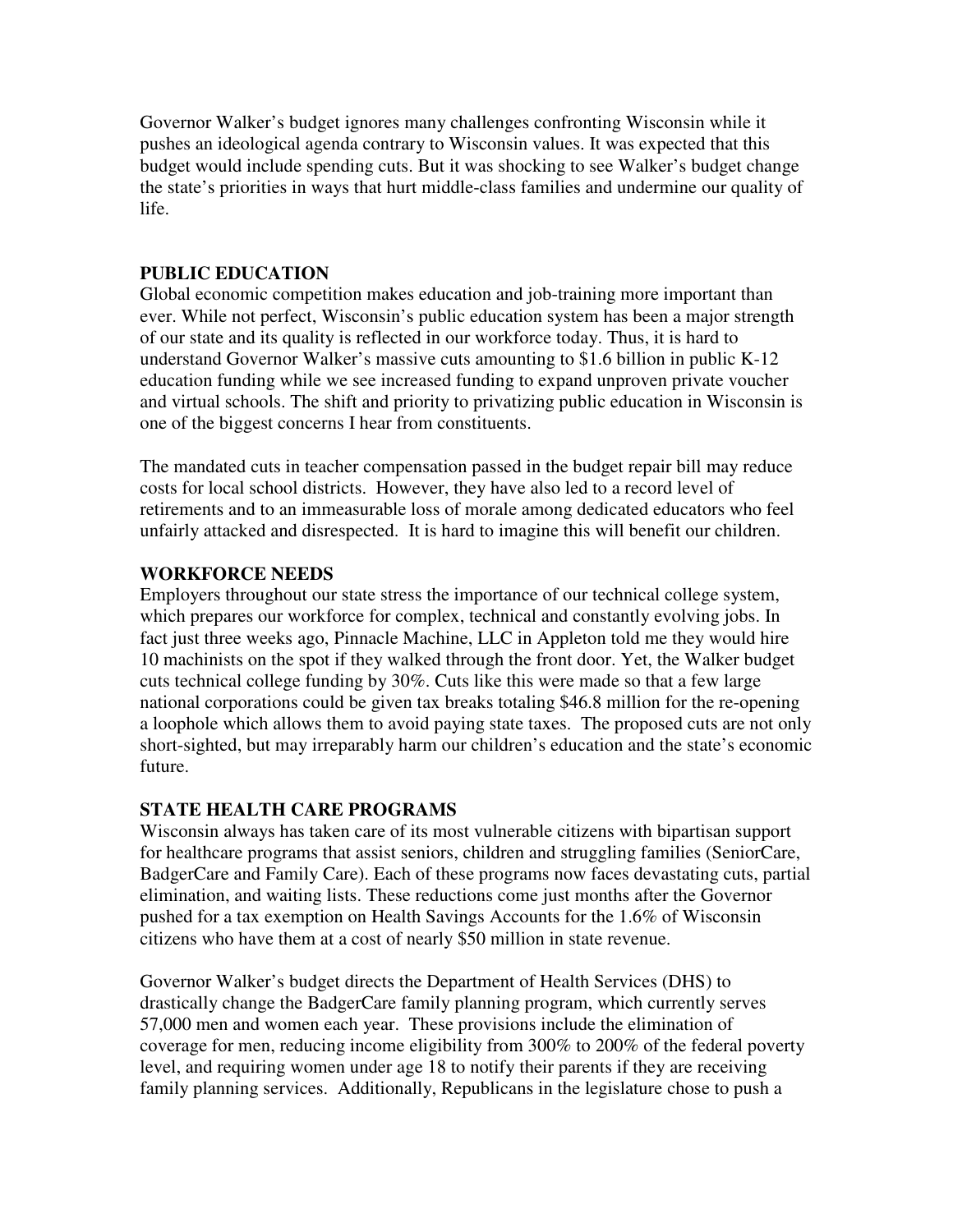Governor Walker's budget ignores many challenges confronting Wisconsin while it pushes an ideological agenda contrary to Wisconsin values. It was expected that this budget would include spending cuts. But it was shocking to see Walker's budget change the state's priorities in ways that hurt middle-class families and undermine our quality of life.

**PUBLIC EDUCATION**

Global economic competition makes education and job-training more important than ever. While not perfect, Wisconsin's public education system has been a major strength of our state and its quality is reflected in our workforce today. Thus, it is hard to understand Governor Walker's massive cuts amounting to $1.6 billion in public K-12 education funding while we see increased funding to expand unproven private voucher and virtual schools. The shift and priority to privatizing public education in Wisconsin is one of the biggest concerns I hear from constituents.

The mandated cuts in teacher compensation passed in the budget repair bill may reduce costs for local school districts. However, they have also led to a record level of retirements and to an immeasurable loss of morale among dedicated educators who feel unfairly attacked and disrespected. It is hard to imagine this will benefit our children.

**WORKFORCE NEEDS**

Employers throughout our state stress the importance of our technical college system, which prepares our workforce for complex, technical and constantly evolving jobs. In fact just three weeks ago, Pinnacle Machine, LLC in Appleton told me they would hire 10 machinists on the spot if they walked through the front door. Yet, the Walker budget cuts technical college funding by 30%. Cuts like this were made so that a few large national corporations could be given tax breaks totaling $46.8 million for the re-opening a loophole which allows them to avoid paying state taxes. The proposed cuts are not only short-sighted, but may irreparably harm our children's education and the state's economic future.

**STATE HEALTH CARE PROGRAMS**

Wisconsin always has taken care of its most vulnerable citizens with bipartisan support for healthcare programs that assist seniors, children and struggling families (SeniorCare, BadgerCare and Family Care). Each of these programs now faces devastating cuts, partial elimination, and waiting lists. These reductions come just months after the Governor pushed for a tax exemption on Health Savings Accounts for the 1.6% of Wisconsin citizens who have them at a cost of nearly $50 million in state revenue.

Governor Walker's budget directs the Department of Health Services (DHS) to drastically change the BadgerCare family planning program, which currently serves 57,000 men and women each year. These provisions include the elimination of coverage for men, reducing income eligibility from 300% to 200% of the federal poverty level, and requiring women under age 18 to notify their parents if they are receiving family planning services. Additionally, Republicans in the legislature chose to push a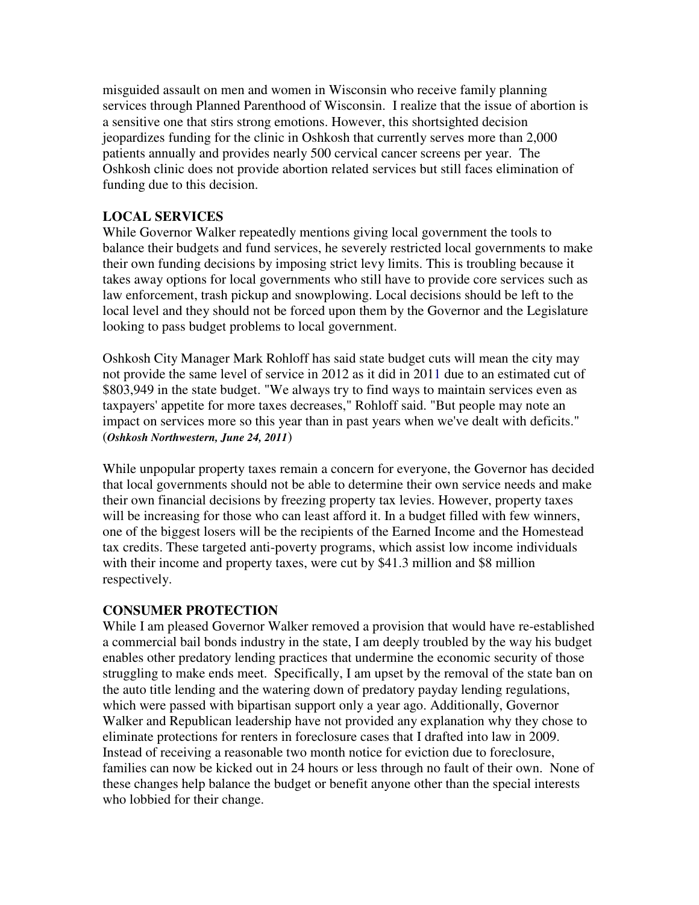misguided assault on men and women in Wisconsin who receive family planning services through Planned Parenthood of Wisconsin. I realize that the issue of abortion is a sensitive one that stirs strong emotions. However, this shortsighted decision jeopardizes funding for the clinic in Oshkosh that currently serves more than 2,000 patients annually and provides nearly 500 cervical cancer screens per year. The Oshkosh clinic does not provide abortion related services but still faces elimination of funding due to this decision.

**LOCAL SERVICES**

While Governor Walker repeatedly mentions giving local government the tools to balance their budgets and fund services, he severely restricted local governments to make their own funding decisions by imposing strict levy limits. This is troubling because it takes away options for local governments who still have to provide core services such as law enforcement, trash pickup and snowplowing. Local decisions should be left to the local level and they should not be forced upon them by the Governor and the Legislature looking to pass budget problems to local government.

Oshkosh City Manager Mark Rohloff has said state budget cuts will mean the city may not provide the same level of service in 2012 as it did in 2011 due to an estimated cut of $803,949 in the state budget. "We always try to find ways to maintain services even as taxpayers' appetite for more taxes decreases," Rohloff said. "But people may note an impact on services more so this year than in past years when we've dealt with deficits." (***Oshkosh Northwestern, June 24, 2011***)

While unpopular property taxes remain a concern for everyone, the Governor has decided that local governments should not be able to determine their own service needs and make their own financial decisions by freezing property tax levies. However, property taxes will be increasing for those who can least afford it. In a budget filled with few winners, one of the biggest losers will be the recipients of the Earned Income and the Homestead tax credits. These targeted anti-poverty programs, which assist low income individuals with their income and property taxes, were cut by $41.3 million and $8 million respectively.

**CONSUMER PROTECTION**

While I am pleased Governor Walker removed a provision that would have re-established a commercial bail bonds industry in the state, I am deeply troubled by the way his budget enables other predatory lending practices that undermine the economic security of those struggling to make ends meet. Specifically, I am upset by the removal of the state ban on the auto title lending and the watering down of predatory payday lending regulations, which were passed with bipartisan support only a year ago. Additionally, Governor Walker and Republican leadership have not provided any explanation why they chose to eliminate protections for renters in foreclosure cases that I drafted into law in 2009. Instead of receiving a reasonable two month notice for eviction due to foreclosure, families can now be kicked out in 24 hours or less through no fault of their own. None of these changes help balance the budget or benefit anyone other than the special interests who lobbied for their change.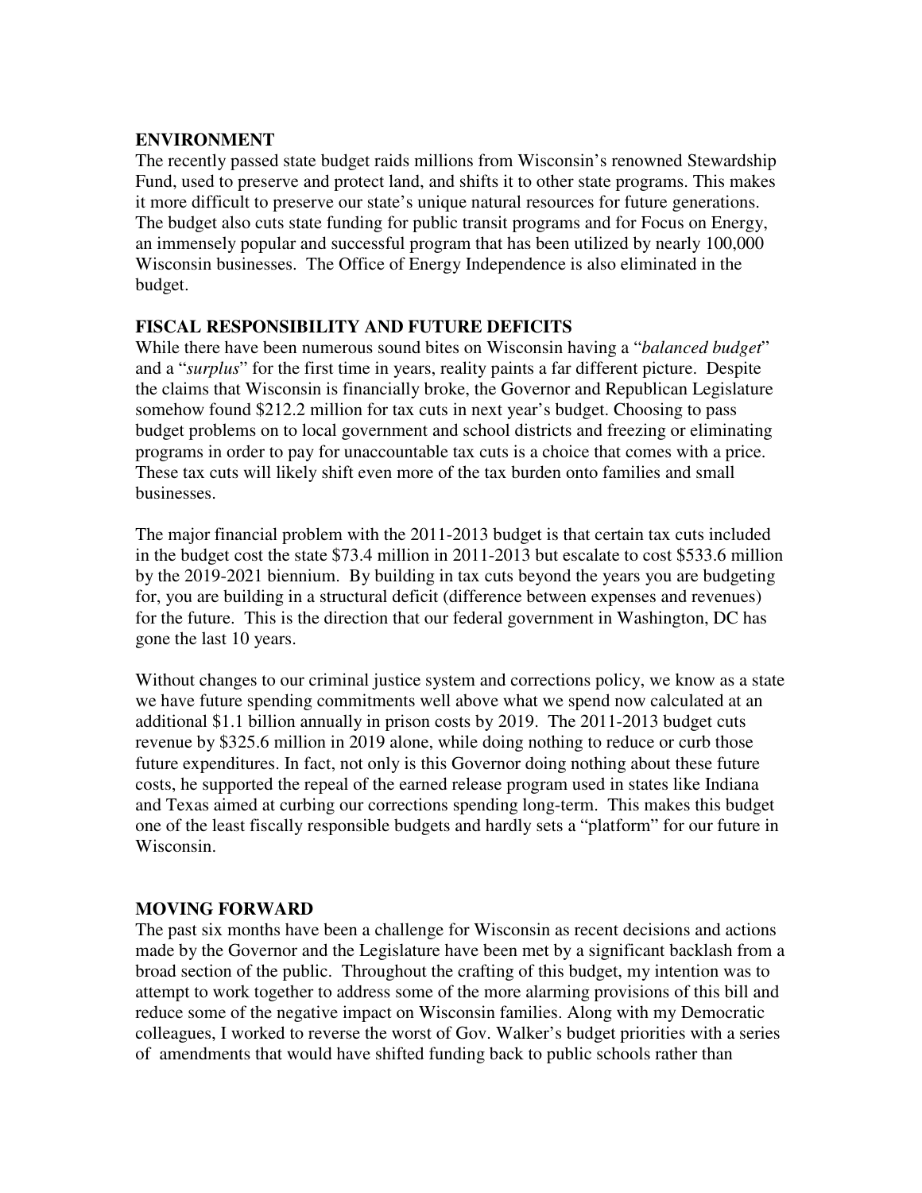**ENVIRONMENT**

The recently passed state budget raids millions from Wisconsin's renowned Stewardship Fund, used to preserve and protect land, and shifts it to other state programs. This makes it more difficult to preserve our state's unique natural resources for future generations. The budget also cuts state funding for public transit programs and for Focus on Energy, an immensely popular and successful program that has been utilized by nearly 100,000 Wisconsin businesses. The Office of Energy Independence is also eliminated in the budget.

**FISCAL RESPONSIBILITY AND FUTURE DEFICITS**

While there have been numerous sound bites on Wisconsin having a "*balanced budget*" and a "*surplus*" for the first time in years, reality paints a far different picture. Despite the claims that Wisconsin is financially broke, the Governor and Republican Legislature somehow found $212.2 million for tax cuts in next year's budget. Choosing to pass budget problems on to local government and school districts and freezing or eliminating programs in order to pay for unaccountable tax cuts is a choice that comes with a price. These tax cuts will likely shift even more of the tax burden onto families and small businesses.

The major financial problem with the 2011-2013 budget is that certain tax cuts included in the budget cost the state $73.4 million in 2011-2013 but escalate to cost $533.6 million by the 2019-2021 biennium. By building in tax cuts beyond the years you are budgeting for, you are building in a structural deficit (difference between expenses and revenues) for the future. This is the direction that our federal government in Washington, DC has gone the last 10 years.

Without changes to our criminal justice system and corrections policy, we know as a state we have future spending commitments well above what we spend now calculated at an additional $1.1 billion annually in prison costs by 2019. The 2011-2013 budget cuts revenue by $325.6 million in 2019 alone, while doing nothing to reduce or curb those future expenditures. In fact, not only is this Governor doing nothing about these future costs, he supported the repeal of the earned release program used in states like Indiana and Texas aimed at curbing our corrections spending long-term. This makes this budget one of the least fiscally responsible budgets and hardly sets a "platform" for our future in Wisconsin.

**MOVING FORWARD**

The past six months have been a challenge for Wisconsin as recent decisions and actions made by the Governor and the Legislature have been met by a significant backlash from a broad section of the public. Throughout the crafting of this budget, my intention was to attempt to work together to address some of the more alarming provisions of this bill and reduce some of the negative impact on Wisconsin families. Along with my Democratic colleagues, I worked to reverse the worst of Gov. Walker's budget priorities with a series of amendments that would have shifted funding back to public schools rather than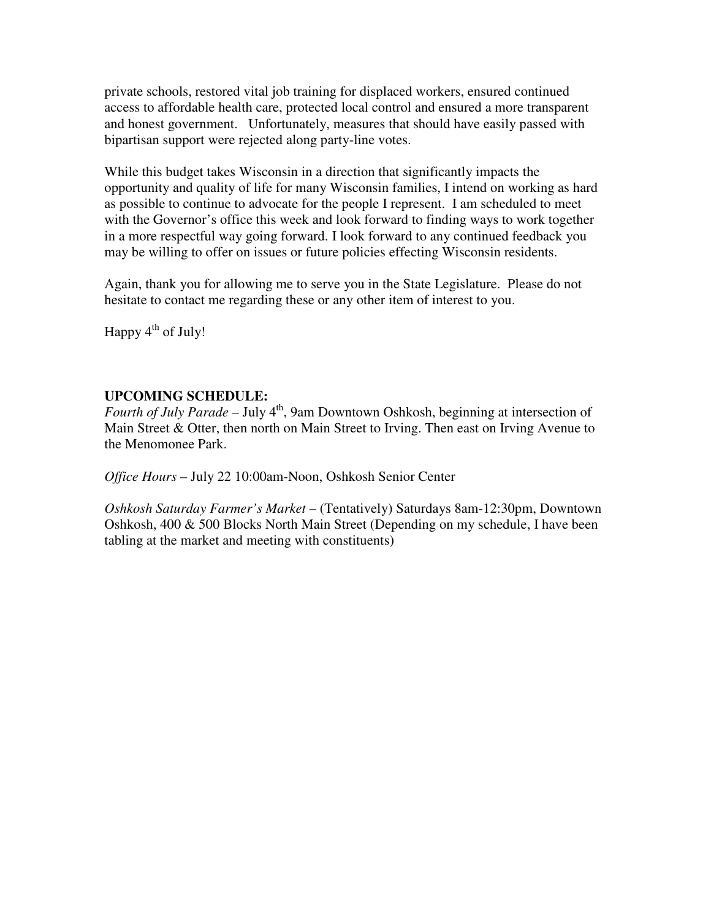private schools, restored vital job training for displaced workers, ensured continued access to affordable health care, protected local control and ensured a more transparent and honest government. Unfortunately, measures that should have easily passed with bipartisan support were rejected along party-line votes.

While this budget takes Wisconsin in a direction that significantly impacts the opportunity and quality of life for many Wisconsin families, I intend on working as hard as possible to continue to advocate for the people I represent. I am scheduled to meet with the Governor's office this week and look forward to finding ways to work together in a more respectful way going forward. I look forward to any continued feedback you may be willing to offer on issues or future policies effecting Wisconsin residents.

Again, thank you for allowing me to serve you in the State Legislature. Please do not hesitate to contact me regarding these or any other item of interest to you.

Happy 4th of July!

**UPCOMING SCHEDULE:**

*Fourth of July Parade* – July 4th, 9am Downtown Oshkosh, beginning at intersection of Main Street & Otter, then north on Main Street to Irving. Then east on Irving Avenue to the Menomonee Park.

*Office Hours* – July 22 10:00am-Noon, Oshkosh Senior Center

*Oshkosh Saturday Farmer's Market* – (Tentatively) Saturdays 8am-12:30pm, Downtown Oshkosh, 400 & 500 Blocks North Main Street (Depending on my schedule, I have been tabling at the market and meeting with constituents)